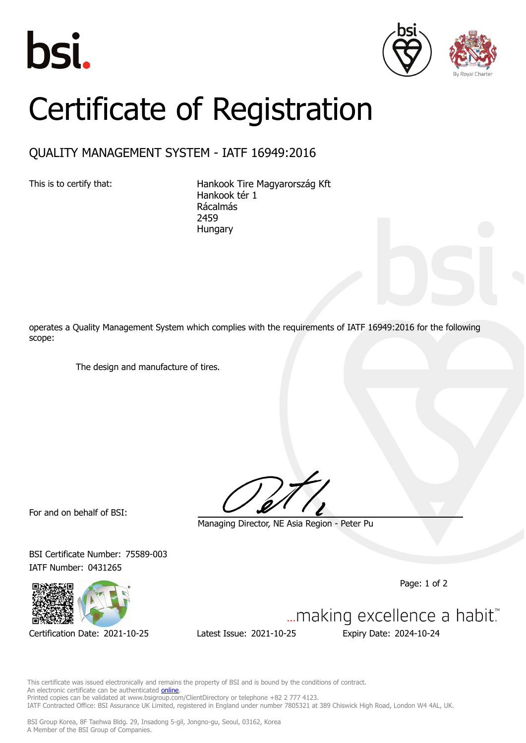# Certificate of Registration

## QUALITY MANAGEMENT SYSTEM - IATF 16949:2016

This is to certify that:

Hankook Tire Magyarország Kft
Hankook tér 1
Rácalmás
2459
Hungary

operates a Quality Management System which complies with the requirements of IATF 16949:2016 for the following scope:

The design and manufacture of tires.

For and on behalf of BSI:

Managing Director, NE Asia Region - Peter Pu

BSI Certificate Number: 75589-003
IATF Number: 0431265

...making excellence a habit.™

Certification Date: 2021-10-25 Latest Issue: 2021-10-25 Expiry Date: 2024-10-24

This certificate was issued electronically and remains the property of BSI and is bound by the conditions of contract.
An electronic certificate can be authenticated online.
Printed copies can be validated at www.bsigroup.com/ClientDirectory or telephone +82 2 777 4123.
IATF Contracted Office: BSI Assurance UK Limited, registered in England under number 7805321 at 389 Chiswick High Road, London W4 4AL, UK.

BSI Group Korea, 8F Taehwa Bldg. 29, Insadong 5-gil, Jongno-gu, Seoul, 03162, Korea
A Member of the BSI Group of Companies.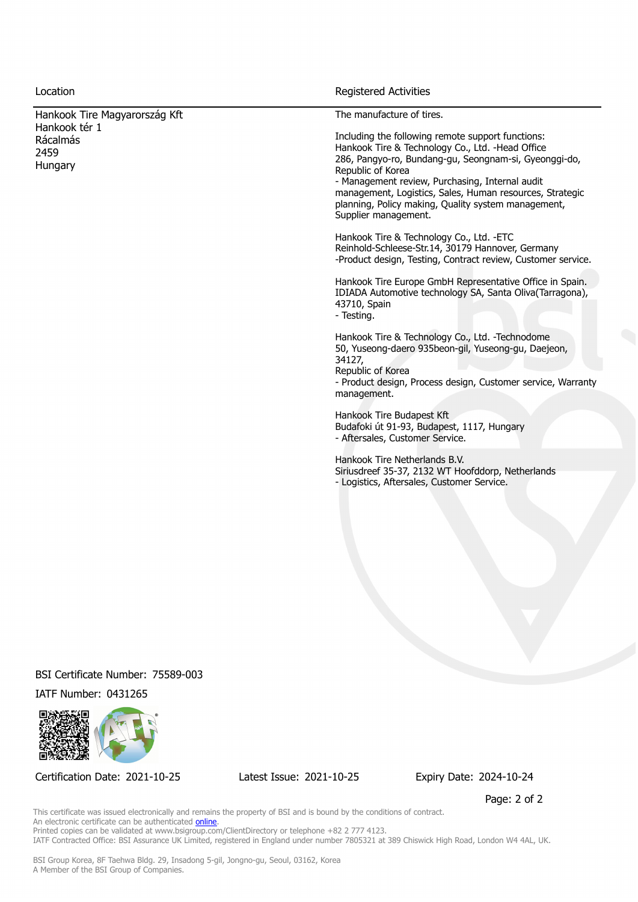| Location | Registered Activities |
| --- | --- |
| Hankook Tire Magyarország Kft<br>Hankook tér 1<br>Rácalmás<br>2459<br>Hungary | The manufacture of tires.<br><br>Including the following remote support functions:<br>Hankook Tire & Technology Co., Ltd. -Head Office<br>286, Pangyo-ro, Bundang-gu, Seongnam-si, Gyeonggi-do, Republic of Korea<br>- Management review, Purchasing, Internal audit management, Logistics, Sales, Human resources, Strategic planning, Policy making, Quality system management, Supplier management.<br><br>Hankook Tire & Technology Co., Ltd. -ETC<br>Reinhold-Schleese-Str.14, 30179 Hannover, Germany<br>-Product design, Testing, Contract review, Customer service.<br><br>Hankook Tire Europe GmbH Representative Office in Spain.<br>IDIADA Automotive technology SA, Santa Oliva(Tarragona), 43710, Spain<br>- Testing.<br><br>Hankook Tire & Technology Co., Ltd. -Technodome<br>50, Yuseong-daero 935beon-gil, Yuseong-gu, Daejeon, 34127,<br>Republic of Korea<br>- Product design, Process design, Customer service, Warranty management.<br><br>Hankook Tire Budapest Kft<br>Budafoki út 91-93, Budapest, 1117, Hungary<br>- Aftersales, Customer Service.<br><br>Hankook Tire Netherlands B.V.<br>Siriusdreef 35-37, 2132 WT Hoofddorp, Netherlands<br>- Logistics, Aftersales, Customer Service. |

BSI Certificate Number: 75589-003

IATF Number: 0431265

Certification Date: 2021-10-25 Latest Issue: 2021-10-25 Expiry Date: 2024-10-24

This certificate was issued electronically and remains the property of BSI and is bound by the conditions of contract.
An electronic certificate can be authenticated online.
Printed copies can be validated at www.bsigroup.com/ClientDirectory or telephone +82 2 777 4123.
IATF Contracted Office: BSI Assurance UK Limited, registered in England under number 7805321 at 389 Chiswick High Road, London W4 4AL, UK.

BSI Group Korea, 8F Taehwa Bldg. 29, Insadong 5-gil, Jongno-gu, Seoul, 03162, Korea
A Member of the BSI Group of Companies.